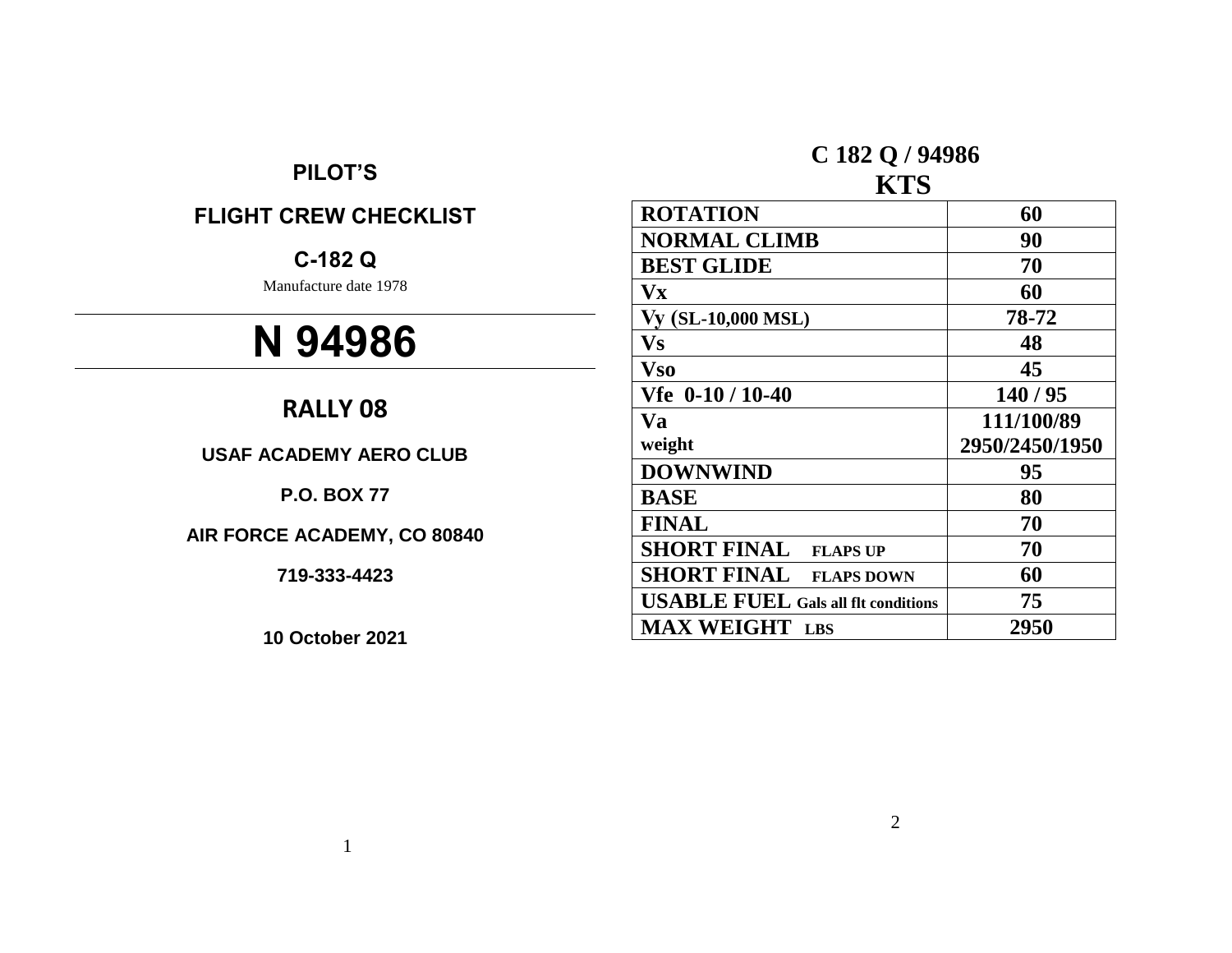## PILOT'S

## FLIGHT CREW CHECKLIST

## C-182 Q

Manufacture date 1978

# N 94986

## RALLY 08

**USAF ACADEMY AERO CLUB**

**P.O. BOX 77**

**AIR FORCE ACADEMY, CO 80840**

**719-333-4423**

**10 October 2021**

## C 182 Q / 94986
## KTS

| | |
|---|---|
| **ROTATION** | **60** |
| **NORMAL CLIMB** | **90** |
| **BEST GLIDE** | **70** |
| **Vx** | **60** |
| **Vy (SL-10,000 MSL)** | **78-72** |
| **Vs** | **48** |
| **Vso** | **45** |
| **Vfe 0-10 / 10-40** | **140 / 95** |
| **Va**<br>**weight** | **111/100/89**<br>**2950/2450/1950** |
| **DOWNWIND** | **95** |
| **BASE** | **80** |
| **FINAL** | **70** |
| **SHORT FINAL FLAPS UP** | **70** |
| **SHORT FINAL FLAPS DOWN** | **60** |
| **USABLE FUEL Gals all flt conditions** | **75** |
| **MAX WEIGHT LBS** | **2950** |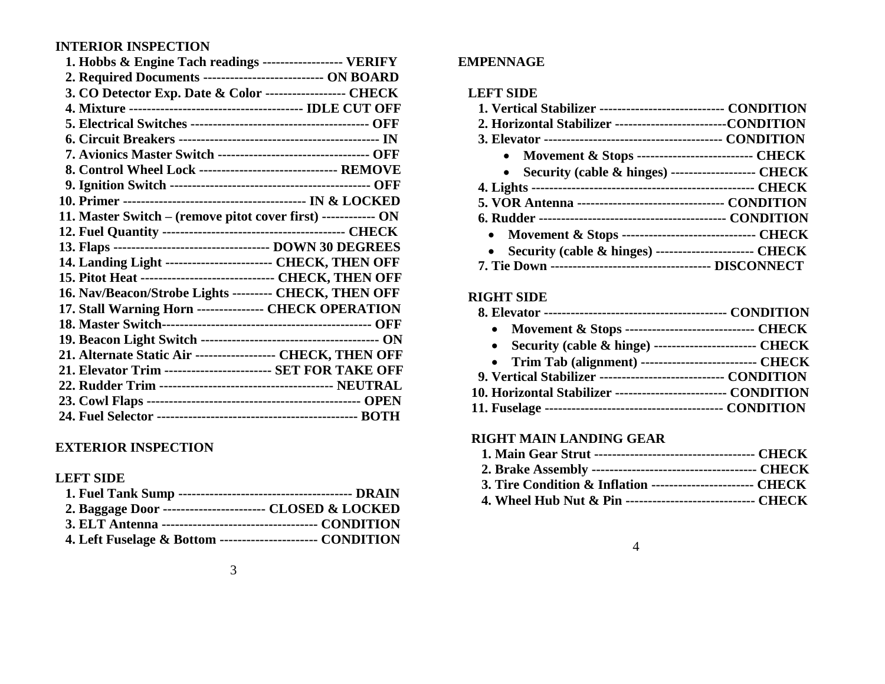## INTERIOR INSPECTION

1. Hobbs & Engine Tach readings ------------------ VERIFY
2. Required Documents --------------------------- ON BOARD
3. CO Detector Exp. Date & Color ------------------ CHECK
4. Mixture --------------------------------------- IDLE CUT OFF
5. Electrical Switches ---------------------------------------- OFF
6. Circuit Breakers --------------------------------------------- IN
7. Avionics Master Switch ---------------------------------- OFF
8. Control Wheel Lock ------------------------------- REMOVE
9. Ignition Switch --------------------------------------------- OFF
10. Primer ---------------------------------------- IN & LOCKED
11. Master Switch – (remove pitot cover first) ------------ ON
12. Fuel Quantity ---------------------------------------- CHECK
13. Flaps ---------------------------------- DOWN 30 DEGREES
14. Landing Light ------------------------ CHECK, THEN OFF
15. Pitot Heat ------------------------------ CHECK, THEN OFF
16. Nav/Beacon/Strobe Lights --------- CHECK, THEN OFF
17. Stall Warning Horn --------------- CHECK OPERATION
18. Master Switch----------------------------------------------- OFF
19. Beacon Light Switch ---------------------------------------- ON
21. Alternate Static Air ------------------ CHECK, THEN OFF
21. Elevator Trim ------------------------ SET FOR TAKE OFF
22. Rudder Trim -------------------------------------- NEUTRAL
23. Cowl Flaps ------------------------------------------------ OPEN
24. Fuel Selector -------------------------------------------- BOTH

## EXTERIOR INSPECTION

### LEFT SIDE

1. Fuel Tank Sump --------------------------------------- DRAIN
2. Baggage Door ----------------------- CLOSED & LOCKED
3. ELT Antenna ---------------------------------- CONDITION
4. Left Fuselage & Bottom ---------------------- CONDITION

## EMPENNAGE

### LEFT SIDE

1. Vertical Stabilizer ---------------------------- CONDITION
2. Horizontal Stabilizer -------------------------CONDITION
3. Elevator ---------------------------------------- CONDITION
   - Movement & Stops -------------------------- CHECK
   - Security (cable & hinges) ------------------- CHECK
4. Lights -------------------------------------------------- CHECK
5. VOR Antenna --------------------------------- CONDITION
6. Rudder ------------------------------------------ CONDITION
   - Movement & Stops ------------------------------ CHECK
   - Security (cable & hinges) ---------------------- CHECK
7. Tie Down ----------------------------------- DISCONNECT

### RIGHT SIDE

8. Elevator ----------------------------------------- CONDITION
   - Movement & Stops ----------------------------- CHECK
   - Security (cable & hinge) ----------------------- CHECK
   - Trim Tab (alignment) -------------------------- CHECK
9. Vertical Stabilizer ---------------------------- CONDITION
10. Horizontal Stabilizer ------------------------- CONDITION
11. Fuselage --------------------------------------- CONDITION

### RIGHT MAIN LANDING GEAR

1. Main Gear Strut ------------------------------------ CHECK
2. Brake Assembly ------------------------------------- CHECK
3. Tire Condition & Inflation ----------------------- CHECK
4. Wheel Hub Nut & Pin ----------------------------- CHECK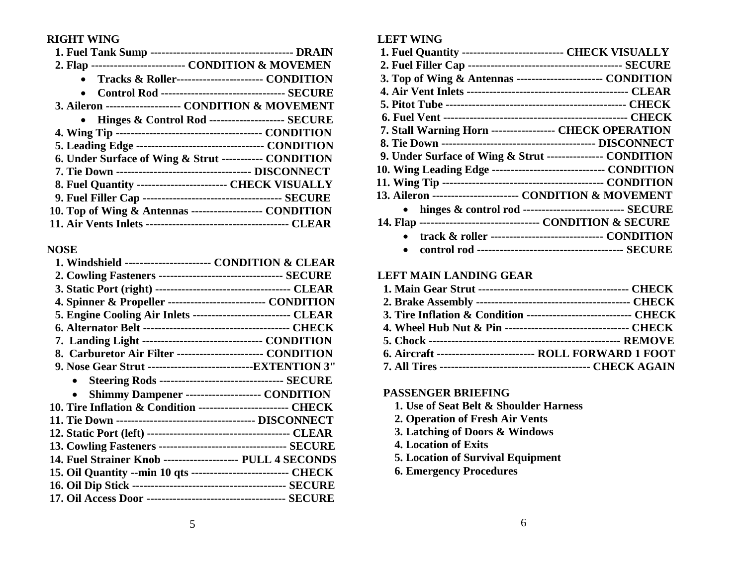**RIGHT WING**

1. Fuel Tank Sump -------------------------------------- DRAIN
2. Flap ------------------------- CONDITION & MOVEMEN
   - Tracks & Roller----------------------- CONDITION
   - Control Rod --------------------------------- SECURE
3. Aileron -------------------- CONDITION & MOVEMENT
   - Hinges & Control Rod -------------------- SECURE
4. Wing Tip --------------------------------------- CONDITION
5. Leading Edge ---------------------------------- CONDITION
6. Under Surface of Wing & Strut ----------- CONDITION
7. Tie Down ------------------------------------ DISCONNECT
8. Fuel Quantity ------------------------ CHECK VISUALLY
9. Fuel Filler Cap ------------------------------------ SECURE
10. Top of Wing & Antennas ------------------- CONDITION
11. Air Vents Inlets -------------------------------------- CLEAR

**NOSE**

1. Windshield ----------------------- CONDITION & CLEAR
2. Cowling Fasteners --------------------------------- SECURE
3. Static Port (right) ------------------------------------ CLEAR
4. Spinner & Propeller -------------------------- CONDITION
5. Engine Cooling Air Inlets -------------------------- CLEAR
6. Alternator Belt --------------------------------------- CHECK
7. Landing Light -------------------------------- CONDITION
8. Carburetor Air Filter ----------------------- CONDITION
9. Nose Gear Strut ----------------------------EXTENTION 3"
   - Steering Rods --------------------------------- SECURE
   - Shimmy Dampener -------------------- CONDITION
10. Tire Inflation & Condition ------------------------ CHECK
11. Tie Down ------------------------------------- DISCONNECT
12. Static Port (left) -------------------------------------- CLEAR
13. Cowling Fasteners ---------------------------------- SECURE
14. Fuel Strainer Knob -------------------- PULL 4 SECONDS
15. Oil Quantity --min 10 qts -------------------------- CHECK
16. Oil Dip Stick ----------------------------------------- SECURE
17. Oil Access Door ------------------------------------- SECURE

**LEFT WING**

1. Fuel Quantity --------------------------- CHECK VISUALLY
2. Fuel Filler Cap ---------------------------------------- SECURE
3. Top of Wing & Antennas ----------------------- CONDITION
4. Air Vent Inlets ------------------------------------------- CLEAR
5. Pitot Tube ----------------------------------------------- CHECK
6. Fuel Vent ------------------------------------------------ CHECK
7. Stall Warning Horn ----------------- CHECK OPERATION
8. Tie Down ----------------------------------------- DISCONNECT
9. Under Surface of Wing & Strut --------------- CONDITION
10. Wing Leading Edge ------------------------------ CONDITION
11. Wing Tip ------------------------------------------ CONDITION
13. Aileron ----------------------- CONDITION & MOVEMENT
    - hinges & control rod --------------------------- SECURE
14. Flap -------------------------------- CONDITION & SECURE
    - track & roller ------------------------------ CONDITION
    - control rod --------------------------------------- SECURE

**LEFT MAIN LANDING GEAR**

1. Main Gear Strut ---------------------------------------- CHECK
2. Brake Assembly ---------------------------------------- CHECK
3. Tire Inflation & Condition ---------------------------- CHECK
4. Wheel Hub Nut & Pin --------------------------------- CHECK
5. Chock --------------------------------------------------- REMOVE
6. Aircraft -------------------------- ROLL FORWARD 1 FOOT
7. All Tires ---------------------------------------- CHECK AGAIN

**PASSENGER BRIEFING**

1. Use of Seat Belt & Shoulder Harness
2. Operation of Fresh Air Vents
3. Latching of Doors & Windows
4. Location of Exits
5. Location of Survival Equipment
6. Emergency Procedures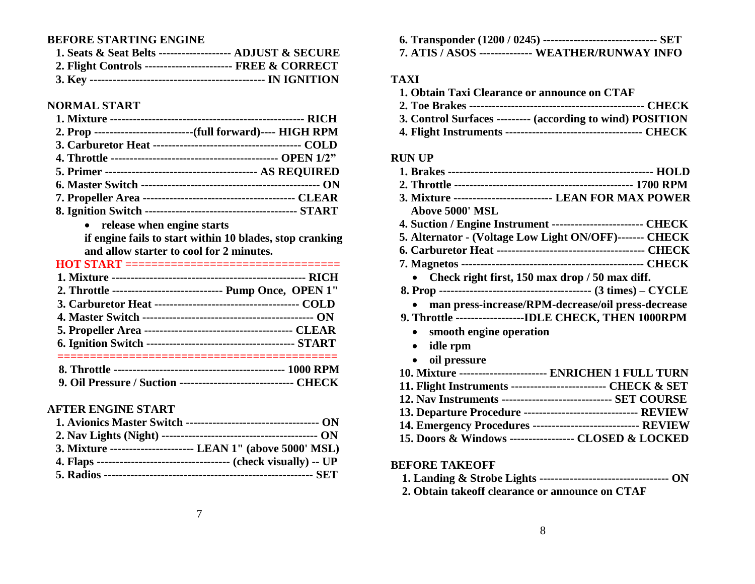## BEFORE STARTING ENGINE

1. Seats & Seat Belts ------------------- ADJUST & SECURE
2. Flight Controls ---------------------- FREE & CORRECT
3. Key -------------------------------------------- IN IGNITION

## NORMAL START

1. Mixture --------------------------------------------------- RICH
2. Prop --------------------------(full forward)---- HIGH RPM
3. Carburetor Heat --------------------------------------- COLD
4. Throttle ------------------------------------------- OPEN 1/2"
5. Primer ---------------------------------------- AS REQUIRED
6. Master Switch ------------------------------------------- ON
7. Propeller Area ---------------------------------------- CLEAR
8. Ignition Switch --------------------------------------- START
   - release when engine starts

   if engine fails to start within 10 blades, stop cranking and allow starter to cool for 2 minutes.

**HOT START** ================================

1. Mixture --------------------------------------------------- RICH
2. Throttle ---------------------------- Pump Once, OPEN 1"
3. Carburetor Heat -------------------------------------- COLD
4. Master Switch ------------------------------------------- ON
5. Propeller Area -------------------------------------- CLEAR
6. Ignition Switch -------------------------------------- START

==========================================

8. Throttle -------------------------------------------- 1000 RPM
9. Oil Pressure / Suction ------------------------------ CHECK

## AFTER ENGINE START

1. Avionics Master Switch ----------------------------------- ON
2. Nav Lights (Night) ----------------------------------------- ON
3. Mixture --------------------- LEAN 1" (above 5000' MSL)
4. Flaps ---------------------------------- (check visually) -- UP
5. Radios ------------------------------------------------------ SET
6. Transponder (1200 / 0245) ------------------------------ SET
7. ATIS / ASOS ------------- WEATHER/RUNWAY INFO

## TAXI

1. Obtain Taxi Clearance or announce on CTAF
2. Toe Brakes --------------------------------------------- CHECK
3. Control Surfaces --------- (according to wind) POSITION
4. Flight Instruments ----------------------------------- CHECK

## RUN UP

1. Brakes ----------------------------------------------------- HOLD
2. Throttle ---------------------------------------------- 1700 RPM
3. Mixture ------------------------- LEAN FOR MAX POWER

   Above 5000' MSL
4. Suction / Engine Instrument ------------------------ CHECK
5. Alternator - (Voltage Low Light ON/OFF)------- CHECK
6. Carburetor Heat --------------------------------------- CHECK
7. Magnetos ---------------------------------------------- CHECK
   - Check right first, 150 max drop / 50 max diff.
8. Prop -------------------------------------- (3 times) – CYCLE
   - man press-increase/RPM-decrease/oil press-decrease
9. Throttle ------------------IDLE CHECK, THEN 1000RPM
   - smooth engine operation
   - idle rpm
   - oil pressure
10. Mixture ---------------------- ENRICHEN 1 FULL TURN
11. Flight Instruments ------------------------ CHECK & SET
12. Nav Instruments ---------------------------- SET COURSE
13. Departure Procedure ------------------------------ REVIEW
14. Emergency Procedures ---------------------------- REVIEW
15. Doors & Windows ---------------- CLOSED & LOCKED

## BEFORE TAKEOFF

1. Landing & Strobe Lights --------------------------------- ON
2. Obtain takeoff clearance or announce on CTAF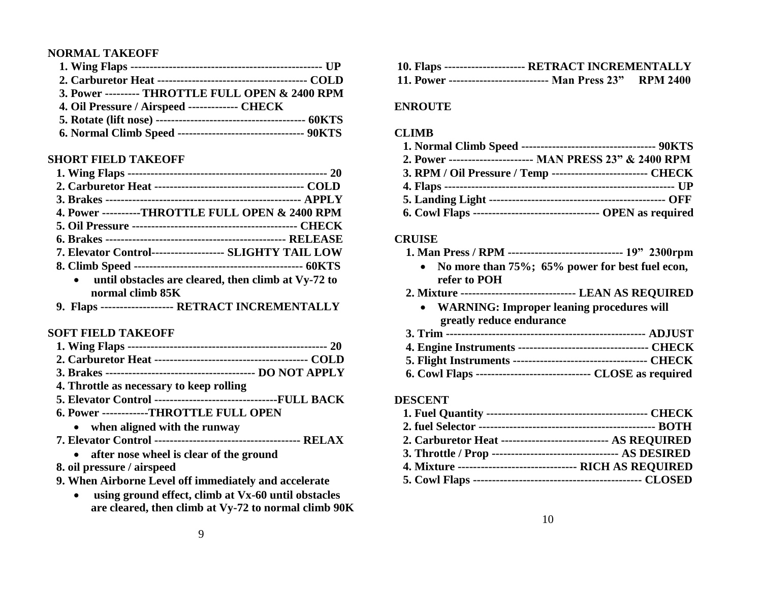## NORMAL TAKEOFF

1. **Wing Flaps -------------------------------------------------- UP**
2. **Carburetor Heat --------------------------------------- COLD**
3. **Power --------- THROTTLE FULL OPEN & 2400 RPM**
4. **Oil Pressure / Airspeed ------------- CHECK**
5. **Rotate (lift nose) --------------------------------------- 60KTS**
6. **Normal Climb Speed --------------------------------- 90KTS**

## SHORT FIELD TAKEOFF

1. **Wing Flaps ---------------------------------------------------- 20**
2. **Carburetor Heat --------------------------------------- COLD**
3. **Brakes ---------------------------------------------------- APPLY**
4. **Power ----------THROTTLE FULL OPEN & 2400 RPM**
5. **Oil Pressure ------------------------------------------- CHECK**
6. **Brakes ----------------------------------------------- RELEASE**
7. **Elevator Control------------------- SLIGHTY TAIL LOW**
8. **Climb Speed ------------------------------------------- 60KTS**
   - **until obstacles are cleared, then climb at Vy-72 to normal climb 85K**
9. **Flaps ------------------- RETRACT INCREMENTALLY**

## SOFT FIELD TAKEOFF

1. **Wing Flaps ---------------------------------------------------- 20**
2. **Carburetor Heat ---------------------------------------- COLD**
3. **Brakes --------------------------------------- DO NOT APPLY**
4. **Throttle as necessary to keep rolling**
5. **Elevator Control --------------------------------FULL BACK**
6. **Power ------------THROTTLE FULL OPEN**
   - **when aligned with the runway**
7. **Elevator Control -------------------------------------- RELAX**
   - **after nose wheel is clear of the ground**
8. **oil pressure / airspeed**
9. **When Airborne Level off immediately and accelerate**
   - **using ground effect, climb at Vx-60 until obstacles are cleared, then climb at Vy-72 to normal climb 90K**

10. **Flaps -------------------- RETRACT INCREMENTALLY**
11. **Power -------------------------- Man Press 23" RPM 2400**

## ENROUTE

## CLIMB

1. **Normal Climb Speed ----------------------------------- 90KTS**
2. **Power ---------------------- MAN PRESS 23" & 2400 RPM**
3. **RPM / Oil Pressure / Temp ------------------------- CHECK**
4. **Flaps ------------------------------------------------------------ UP**
5. **Landing Light --------------------------------------------- OFF**
6. **Cowl Flaps -------------------------------- OPEN as required**

## CRUISE

1. **Man Press / RPM ------------------------------ 19" 2300rpm**
   - **No more than 75%; 65% power for best fuel econ, refer to POH**
2. **Mixture ------------------------------ LEAN AS REQUIRED**
   - **WARNING: Improper leaning procedures will greatly reduce endurance**
3. **Trim ---------------------------------------------------- ADJUST**
4. **Engine Instruments ---------------------------------- CHECK**
5. **Flight Instruments ----------------------------------- CHECK**
6. **Cowl Flaps ------------------------------ CLOSE as required**

## DESCENT

1. **Fuel Quantity ------------------------------------------ CHECK**
2. **fuel Selector ---------------------------------------------- BOTH**
2. **Carburetor Heat ---------------------------- AS REQUIRED**
3. **Throttle / Prop -------------------------------- AS DESIRED**
4. **Mixture ------------------------------- RICH AS REQUIRED**
5. **Cowl Flaps -------------------------------------------- CLOSED**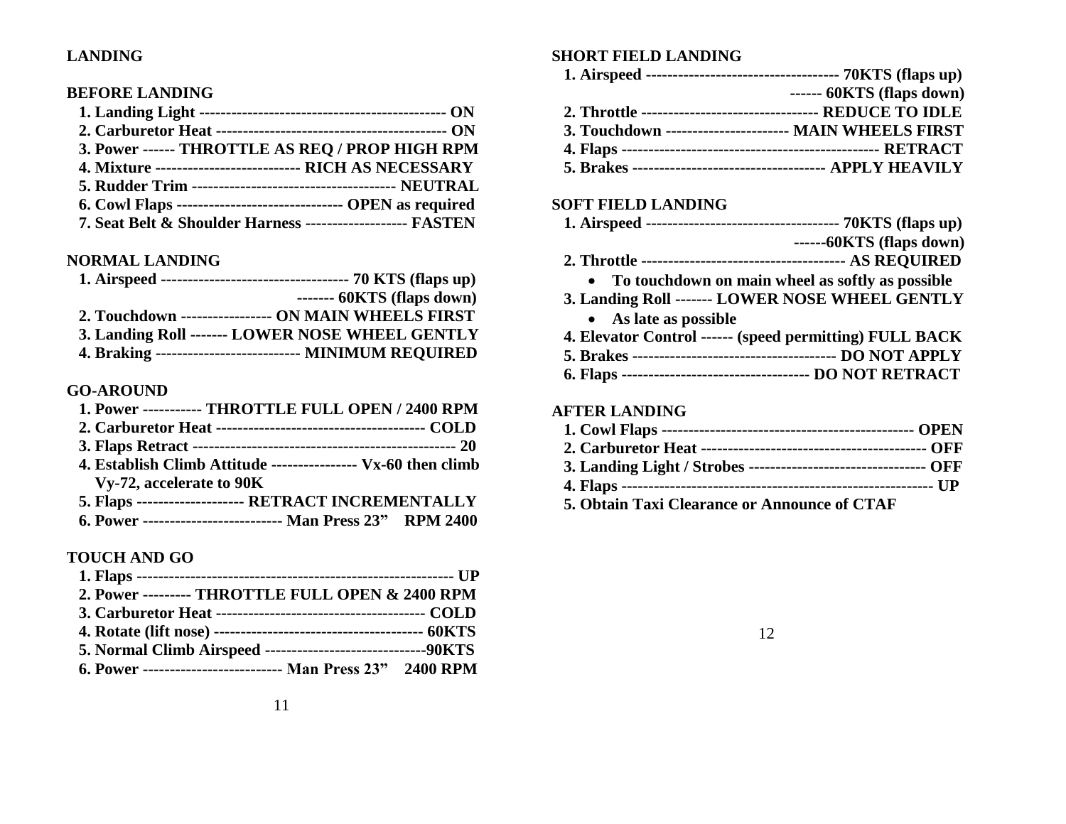# LANDING

## BEFORE LANDING

1. **Landing Light ---------------------------------------------- ON**
2. **Carburetor Heat ------------------------------------------- ON**
3. **Power ------ THROTTLE AS REQ / PROP HIGH RPM**
4. **Mixture --------------------------- RICH AS NECESSARY**
5. **Rudder Trim ------------------------------------- NEUTRAL**
6. **Cowl Flaps ------------------------------- OPEN as required**
7. **Seat Belt & Shoulder Harness ------------------- FASTEN**

## NORMAL LANDING

1. **Airspeed ----------------------------------- 70 KTS (flaps up)**
   **------- 60KTS (flaps down)**
2. **Touchdown ----------------- ON MAIN WHEELS FIRST**
3. **Landing Roll ------- LOWER NOSE WHEEL GENTLY**
4. **Braking --------------------------- MINIMUM REQUIRED**

## GO-AROUND

1. **Power ----------- THROTTLE FULL OPEN / 2400 RPM**
2. **Carburetor Heat --------------------------------------- COLD**
3. **Flaps Retract ------------------------------------------------- 20**
4. **Establish Climb Attitude ---------------- Vx-60 then climb Vy-72, accelerate to 90K**
5. **Flaps -------------------- RETRACT INCREMENTALLY**
6. **Power ------------------------- Man Press 23” RPM 2400**

## TOUCH AND GO

1. **Flaps ---------------------------------------------------------- UP**
2. **Power --------- THROTTLE FULL OPEN & 2400 RPM**
3. **Carburetor Heat --------------------------------------- COLD**
4. **Rotate (lift nose) -------------------------------------- 60KTS**
5. **Normal Climb Airspeed ------------------------------90KTS**
6. **Power ------------------------- Man Press 23” 2400 RPM**

## SHORT FIELD LANDING

1. **Airspeed ------------------------------------ 70KTS (flaps up)**
   **------ 60KTS (flaps down)**
2. **Throttle -------------------------------- REDUCE TO IDLE**
3. **Touchdown ----------------------- MAIN WHEELS FIRST**
4. **Flaps ----------------------------------------------- RETRACT**
5. **Brakes ------------------------------------ APPLY HEAVILY**

## SOFT FIELD LANDING

1. **Airspeed ------------------------------------ 70KTS (flaps up)**
   **------60KTS (flaps down)**
2. **Throttle ------------------------------------- AS REQUIRED**
   - **To touchdown on main wheel as softly as possible**
3. **Landing Roll ------- LOWER NOSE WHEEL GENTLY**
   - **As late as possible**
4. **Elevator Control ------ (speed permitting) FULL BACK**
5. **Brakes ------------------------------------- DO NOT APPLY**
6. **Flaps ---------------------------------- DO NOT RETRACT**

## AFTER LANDING

1. **Cowl Flaps ---------------------------------------------- OPEN**
2. **Carburetor Heat ----------------------------------------- OFF**
3. **Landing Light / Strobes -------------------------------- OFF**
4. **Flaps -------------------------------------------------------- UP**
5. **Obtain Taxi Clearance or Announce of CTAF**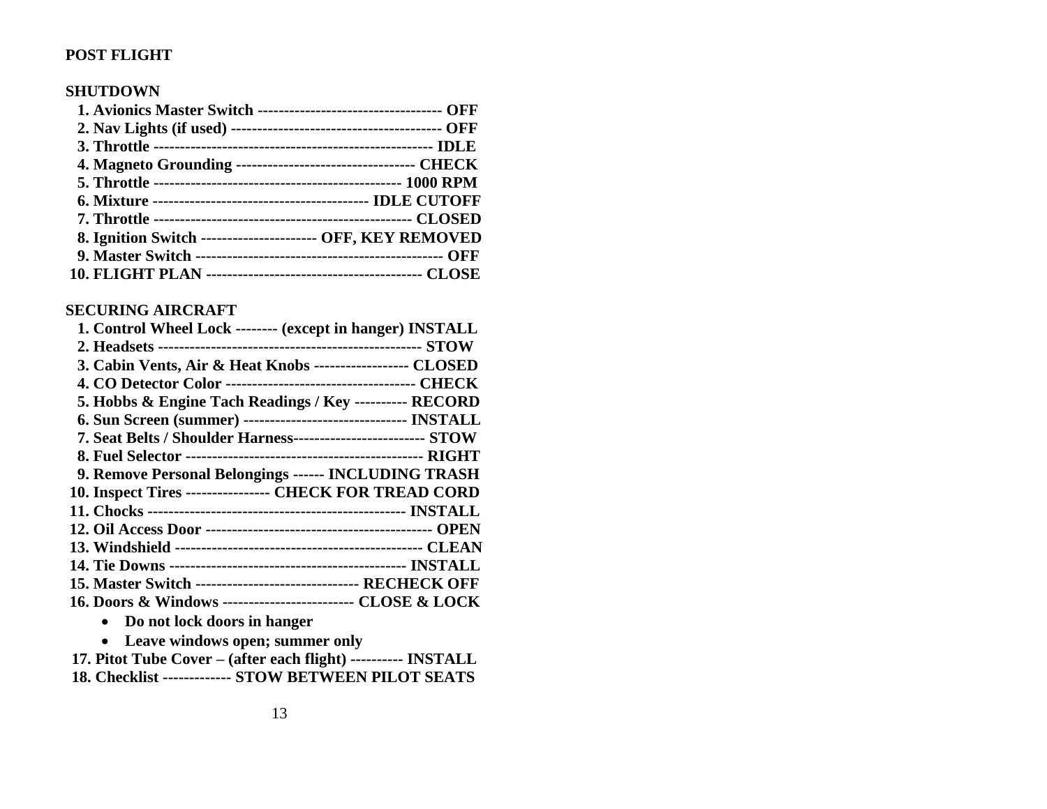# POST FLIGHT

## SHUTDOWN

1. **Avionics Master Switch ----------------------------------- OFF**
2. **Nav Lights (if used) ---------------------------------------- OFF**
3. **Throttle ---------------------------------------------------- IDLE**
4. **Magneto Grounding --------------------------------- CHECK**
5. **Throttle ---------------------------------------------- 1000 RPM**
6. **Mixture ---------------------------------------- IDLE CUTOFF**
7. **Throttle ---------------------------------------------- CLOSED**
8. **Ignition Switch --------------------- OFF, KEY REMOVED**
9. **Master Switch ---------------------------------------------- OFF**
10. **FLIGHT PLAN ----------------------------------------- CLOSE**

## SECURING AIRCRAFT

1. **Control Wheel Lock -------- (except in hanger) INSTALL**
2. **Headsets ------------------------------------------------- STOW**
3. **Cabin Vents, Air & Heat Knobs ----------------- CLOSED**
4. **CO Detector Color ----------------------------------- CHECK**
5. **Hobbs & Engine Tach Readings / Key ---------- RECORD**
6. **Sun Screen (summer) ------------------------------ INSTALL**
7. **Seat Belts / Shoulder Harness------------------------ STOW**
8. **Fuel Selector ------------------------------------------- RIGHT**
9. **Remove Personal Belongings ------ INCLUDING TRASH**
10. **Inspect Tires --------------- CHECK FOR TREAD CORD**
11. **Chocks ---------------------------------------------- INSTALL**
12. **Oil Access Door --------------------------------------- OPEN**
13. **Windshield ------------------------------------------ CLEAN**
14. **Tie Downs ------------------------------------------- INSTALL**
15. **Master Switch ------------------------------ RECHECK OFF**
16. **Doors & Windows ------------------------ CLOSE & LOCK**
    - **Do not lock doors in hanger**
    - **Leave windows open; summer only**
17. **Pitot Tube Cover – (after each flight) ---------- INSTALL**
18. **Checklist ------------ STOW BETWEEN PILOT SEATS**